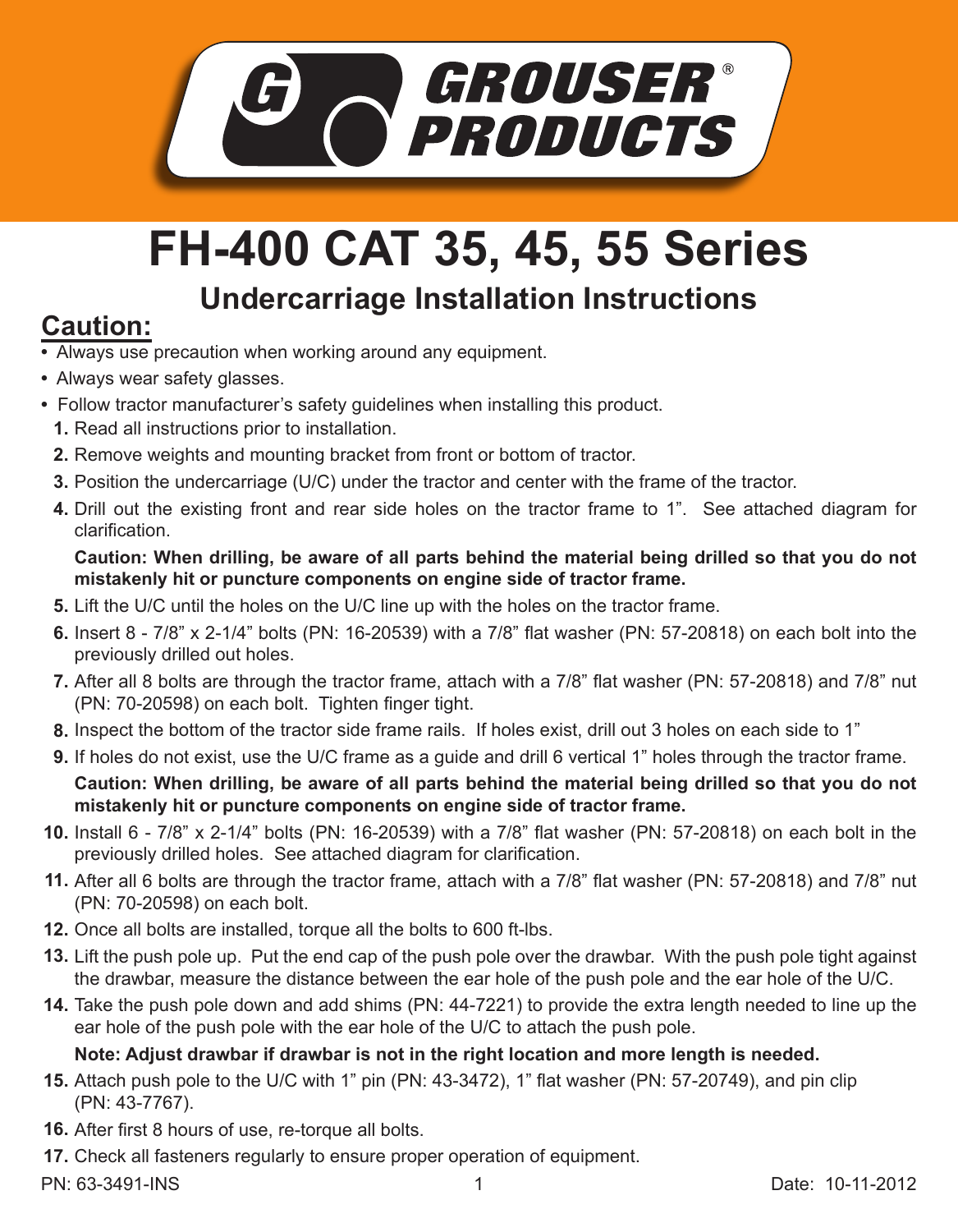GROUSER® PRODUCTS

# FH-400 CAT 35, 45, 55 Series

## Undercarriage Installation Instructions

### Caution:

- Always use precaution when working around any equipment.
- Always wear safety glasses.
- Follow tractor manufacturer's safety guidelines when installing this product.

1. Read all instructions prior to installation.
2. Remove weights and mounting bracket from front or bottom of tractor.
3. Position the undercarriage (U/C) under the tractor and center with the frame of the tractor.
4. Drill out the existing front and rear side holes on the tractor frame to 1". See attached diagram for clarification.

   **Caution: When drilling, be aware of all parts behind the material being drilled so that you do not mistakenly hit or puncture components on engine side of tractor frame.**
5. Lift the U/C until the holes on the U/C line up with the holes on the tractor frame.
6. Insert 8 - 7/8" x 2-1/4" bolts (PN: 16-20539) with a 7/8" flat washer (PN: 57-20818) on each bolt into the previously drilled out holes.
7. After all 8 bolts are through the tractor frame, attach with a 7/8" flat washer (PN: 57-20818) and 7/8" nut (PN: 70-20598) on each bolt. Tighten finger tight.
8. Inspect the bottom of the tractor side frame rails. If holes exist, drill out 3 holes on each side to 1"
9. If holes do not exist, use the U/C frame as a guide and drill 6 vertical 1" holes through the tractor frame.

   **Caution: When drilling, be aware of all parts behind the material being drilled so that you do not mistakenly hit or puncture components on engine side of tractor frame.**
10. Install 6 - 7/8" x 2-1/4" bolts (PN: 16-20539) with a 7/8" flat washer (PN: 57-20818) on each bolt in the previously drilled holes. See attached diagram for clarification.
11. After all 6 bolts are through the tractor frame, attach with a 7/8" flat washer (PN: 57-20818) and 7/8" nut (PN: 70-20598) on each bolt.
12. Once all bolts are installed, torque all the bolts to 600 ft-lbs.
13. Lift the push pole up. Put the end cap of the push pole over the drawbar. With the push pole tight against the drawbar, measure the distance between the ear hole of the push pole and the ear hole of the U/C.
14. Take the push pole down and add shims (PN: 44-7221) to provide the extra length needed to line up the ear hole of the push pole with the ear hole of the U/C to attach the push pole.

    **Note: Adjust drawbar if drawbar is not in the right location and more length is needed.**
15. Attach push pole to the U/C with 1" pin (PN: 43-3472), 1" flat washer (PN: 57-20749), and pin clip (PN: 43-7767).
16. After first 8 hours of use, re-torque all bolts.
17. Check all fasteners regularly to ensure proper operation of equipment.

PN: 63-3491-INS

Date: 10-11-2012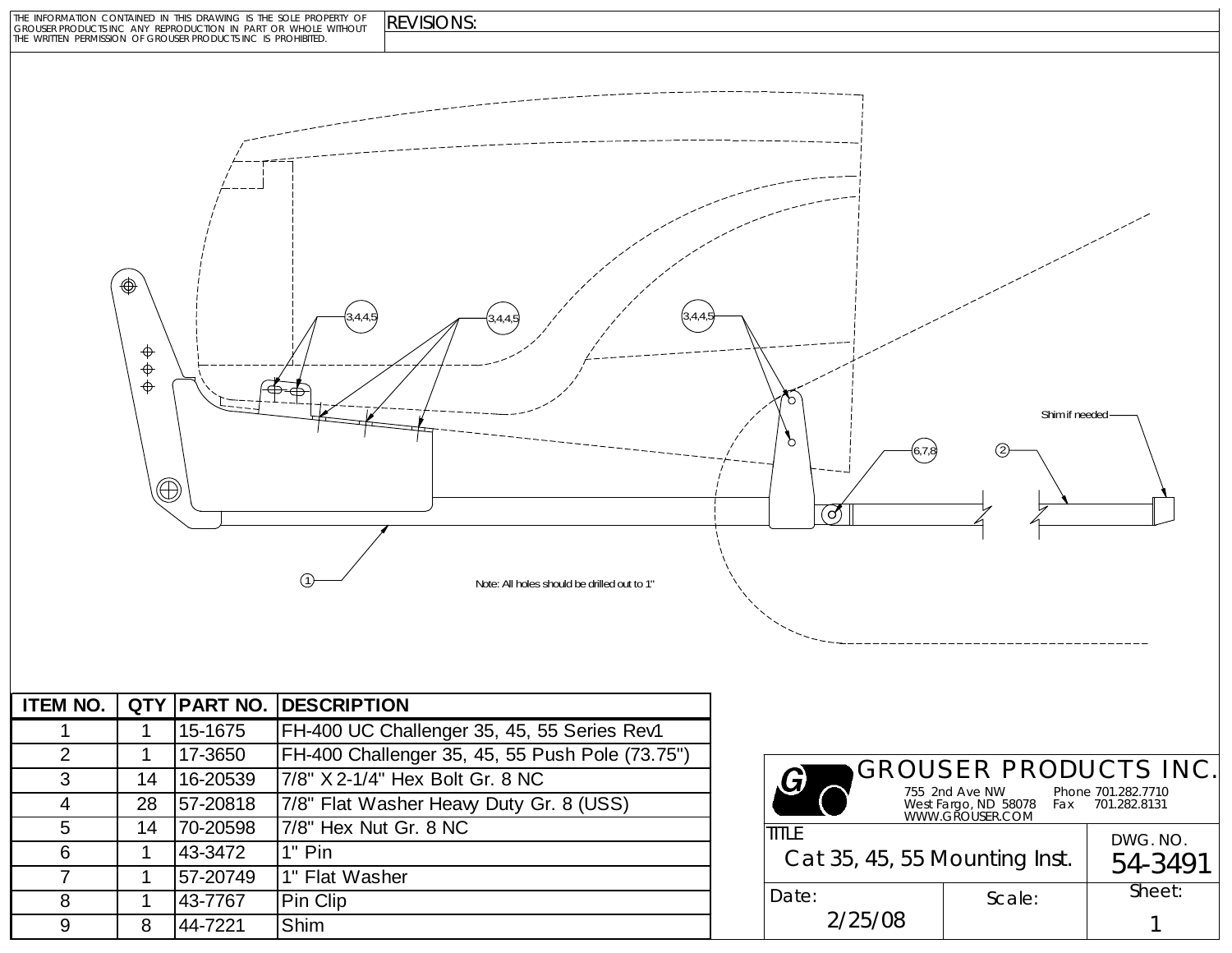THE INFORMATION CONTAINED IN THIS DRAWING IS THE SOLE PROPERTY OF GROUSER PRODUCTS INC. ANY REPRODUCTION IN PART OR WHOLE WITHOUT THE WRITTEN PERMISSION OF GROUSER PRODUCTS INC. IS PROHIBITED.

REVISIONS:

3,4,4,5

3,4,4,5

3,4,4,5

Shim if needed

6,7,8

2

1

Note: All holes should be drilled out to 1"

| ITEM NO. | QTY | PART NO. | DESCRIPTION |
|---|---|---|---|
| 1 | 1 | 15-1675 | FH-400 UC Challenger 35, 45, 55 Series Rev1 |
| 2 | 1 | 17-3650 | FH-400 Challenger 35, 45, 55 Push Pole (73.75") |
| 3 | 14 | 16-20539 | 7/8" X 2-1/4" Hex Bolt Gr. 8 NC |
| 4 | 28 | 57-20818 | 7/8" Flat Washer Heavy Duty Gr. 8 (USS) |
| 5 | 14 | 70-20598 | 7/8" Hex Nut Gr. 8 NC |
| 6 | 1 | 43-3472 | 1" Pin |
| 7 | 1 | 57-20749 | 1" Flat Washer |
| 8 | 1 | 43-7767 | Pin Clip |
| 9 | 8 | 44-7221 | Shim |

**GROUSER PRODUCTS INC.**
755 2nd Ave NW
West Fargo, ND 58078
WWW.GROUSER.COM
Phone 701.282.7710
Fax 701.282.8131

| TITLE | | DWG. NO. |
|---|---|---|
| Cat 35, 45, 55 Mounting Inst. | | 54-3491 |
| Date: 2/25/08 | Scale: | Sheet: 1 |